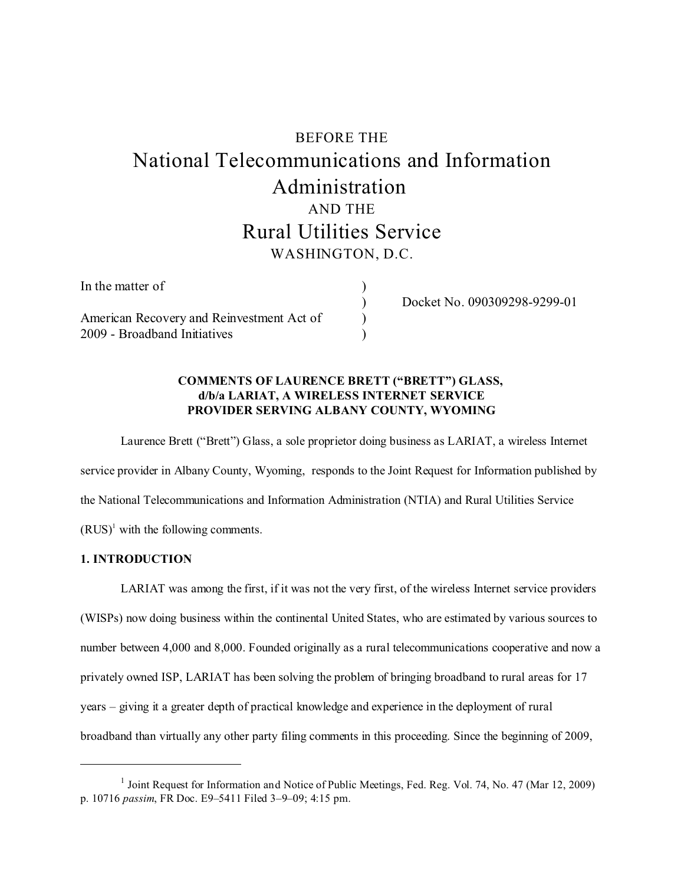BEFORE THE

# National Telecommunications and Information Administration

AND THE

# Rural Utilities Service

WASHINGTON, D.C.

| | | |
|---|---|---|
| In the matter of | ) | |
| | ) | Docket No. 090309298-9299-01 |
| American Recovery and Reinvestment Act of 2009 - Broadband Initiatives | ) | |
| | ) | |

**COMMENTS OF LAURENCE BRETT ("BRETT") GLASS, d/b/a LARIAT, A WIRELESS INTERNET SERVICE PROVIDER SERVING ALBANY COUNTY, WYOMING**

Laurence Brett ("Brett") Glass, a sole proprietor doing business as LARIAT, a wireless Internet service provider in Albany County, Wyoming, responds to the Joint Request for Information published by the National Telecommunications and Information Administration (NTIA) and Rural Utilities Service (RUS)[1] with the following comments.

## 1. INTRODUCTION

LARIAT was among the first, if it was not the very first, of the wireless Internet service providers (WISPs) now doing business within the continental United States, who are estimated by various sources to number between 4,000 and 8,000. Founded originally as a rural telecommunications cooperative and now a privately owned ISP, LARIAT has been solving the problem of bringing broadband to rural areas for 17 years – giving it a greater depth of practical knowledge and experience in the deployment of rural broadband than virtually any other party filing comments in this proceeding. Since the beginning of 2009,

---

[1] Joint Request for Information and Notice of Public Meetings, Fed. Reg. Vol. 74, No. 47 (Mar 12, 2009) p. 10716 *passim*, FR Doc. E9–5411 Filed 3–9–09; 4:15 pm.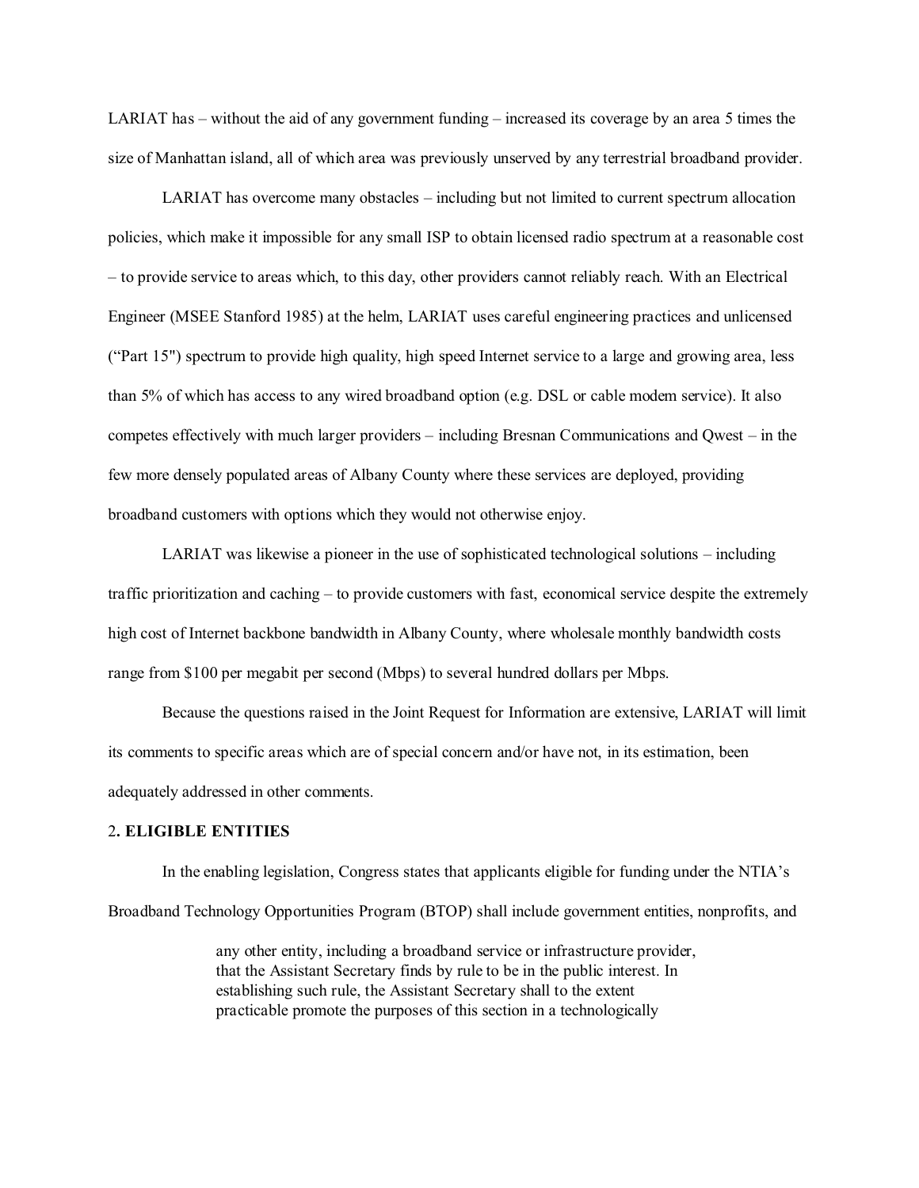LARIAT has – without the aid of any government funding – increased its coverage by an area 5 times the size of Manhattan island, all of which area was previously unserved by any terrestrial broadband provider.

LARIAT has overcome many obstacles – including but not limited to current spectrum allocation policies, which make it impossible for any small ISP to obtain licensed radio spectrum at a reasonable cost – to provide service to areas which, to this day, other providers cannot reliably reach. With an Electrical Engineer (MSEE Stanford 1985) at the helm, LARIAT uses careful engineering practices and unlicensed ("Part 15") spectrum to provide high quality, high speed Internet service to a large and growing area, less than 5% of which has access to any wired broadband option (e.g. DSL or cable modem service). It also competes effectively with much larger providers – including Bresnan Communications and Qwest – in the few more densely populated areas of Albany County where these services are deployed, providing broadband customers with options which they would not otherwise enjoy.

LARIAT was likewise a pioneer in the use of sophisticated technological solutions – including traffic prioritization and caching – to provide customers with fast, economical service despite the extremely high cost of Internet backbone bandwidth in Albany County, where wholesale monthly bandwidth costs range from $100 per megabit per second (Mbps) to several hundred dollars per Mbps.

Because the questions raised in the Joint Request for Information are extensive, LARIAT will limit its comments to specific areas which are of special concern and/or have not, in its estimation, been adequately addressed in other comments.

## 2. ELIGIBLE ENTITIES

In the enabling legislation, Congress states that applicants eligible for funding under the NTIA's Broadband Technology Opportunities Program (BTOP) shall include government entities, nonprofits, and

> any other entity, including a broadband service or infrastructure provider, that the Assistant Secretary finds by rule to be in the public interest. In establishing such rule, the Assistant Secretary shall to the extent practicable promote the purposes of this section in a technologically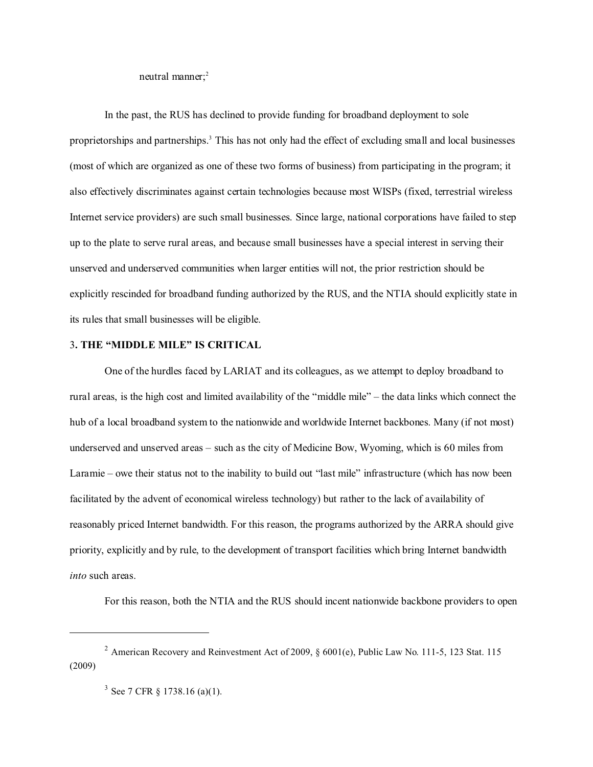neutral manner;[2]

In the past, the RUS has declined to provide funding for broadband deployment to sole proprietorships and partnerships.[3] This has not only had the effect of excluding small and local businesses (most of which are organized as one of these two forms of business) from participating in the program; it also effectively discriminates against certain technologies because most WISPs (fixed, terrestrial wireless Internet service providers) are such small businesses. Since large, national corporations have failed to step up to the plate to serve rural areas, and because small businesses have a special interest in serving their unserved and underserved communities when larger entities will not, the prior restriction should be explicitly rescinded for broadband funding authorized by the RUS, and the NTIA should explicitly state in its rules that small businesses will be eligible.

### 3. THE "MIDDLE MILE" IS CRITICAL

One of the hurdles faced by LARIAT and its colleagues, as we attempt to deploy broadband to rural areas, is the high cost and limited availability of the "middle mile" – the data links which connect the hub of a local broadband system to the nationwide and worldwide Internet backbones. Many (if not most) underserved and unserved areas – such as the city of Medicine Bow, Wyoming, which is 60 miles from Laramie – owe their status not to the inability to build out "last mile" infrastructure (which has now been facilitated by the advent of economical wireless technology) but rather to the lack of availability of reasonably priced Internet bandwidth. For this reason, the programs authorized by the ARRA should give priority, explicitly and by rule, to the development of transport facilities which bring Internet bandwidth *into* such areas.

For this reason, both the NTIA and the RUS should incent nationwide backbone providers to open

---

[2] American Recovery and Reinvestment Act of 2009, § 6001(e), Public Law No. 111-5, 123 Stat. 115 (2009)

[3] See 7 CFR § 1738.16 (a)(1).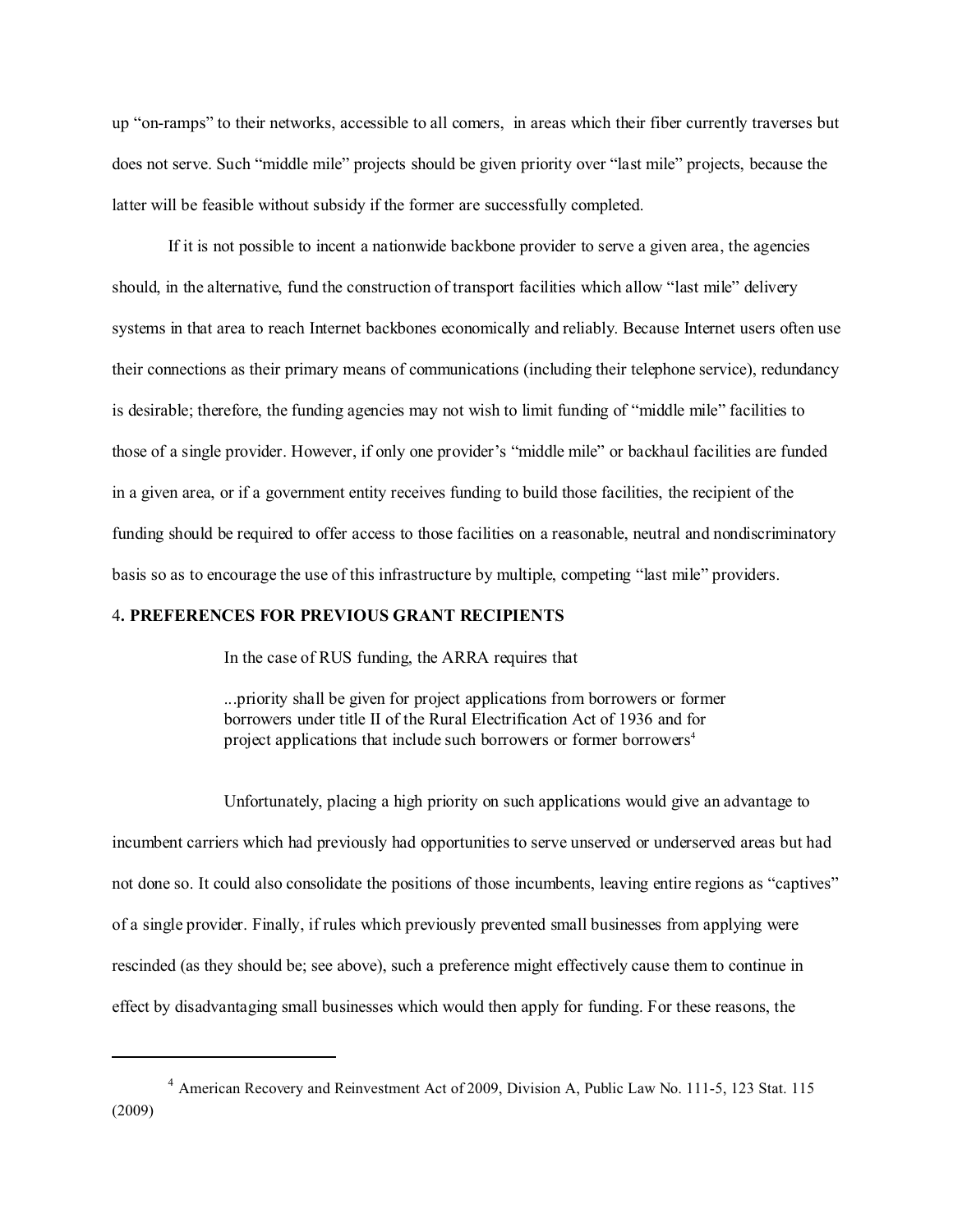up "on-ramps" to their networks, accessible to all comers, in areas which their fiber currently traverses but does not serve. Such "middle mile" projects should be given priority over "last mile" projects, because the latter will be feasible without subsidy if the former are successfully completed.

If it is not possible to incent a nationwide backbone provider to serve a given area, the agencies should, in the alternative, fund the construction of transport facilities which allow "last mile" delivery systems in that area to reach Internet backbones economically and reliably. Because Internet users often use their connections as their primary means of communications (including their telephone service), redundancy is desirable; therefore, the funding agencies may not wish to limit funding of "middle mile" facilities to those of a single provider. However, if only one provider's "middle mile" or backhaul facilities are funded in a given area, or if a government entity receives funding to build those facilities, the recipient of the funding should be required to offer access to those facilities on a reasonable, neutral and nondiscriminatory basis so as to encourage the use of this infrastructure by multiple, competing "last mile" providers.

## 4. PREFERENCES FOR PREVIOUS GRANT RECIPIENTS

In the case of RUS funding, the ARRA requires that

> ...priority shall be given for project applications from borrowers or former borrowers under title II of the Rural Electrification Act of 1936 and for project applications that include such borrowers or former borrowers[4]

Unfortunately, placing a high priority on such applications would give an advantage to incumbent carriers which had previously had opportunities to serve unserved or underserved areas but had not done so. It could also consolidate the positions of those incumbents, leaving entire regions as "captives" of a single provider. Finally, if rules which previously prevented small businesses from applying were rescinded (as they should be; see above), such a preference might effectively cause them to continue in effect by disadvantaging small businesses which would then apply for funding. For these reasons, the

---

[4] American Recovery and Reinvestment Act of 2009, Division A, Public Law No. 111-5, 123 Stat. 115 (2009)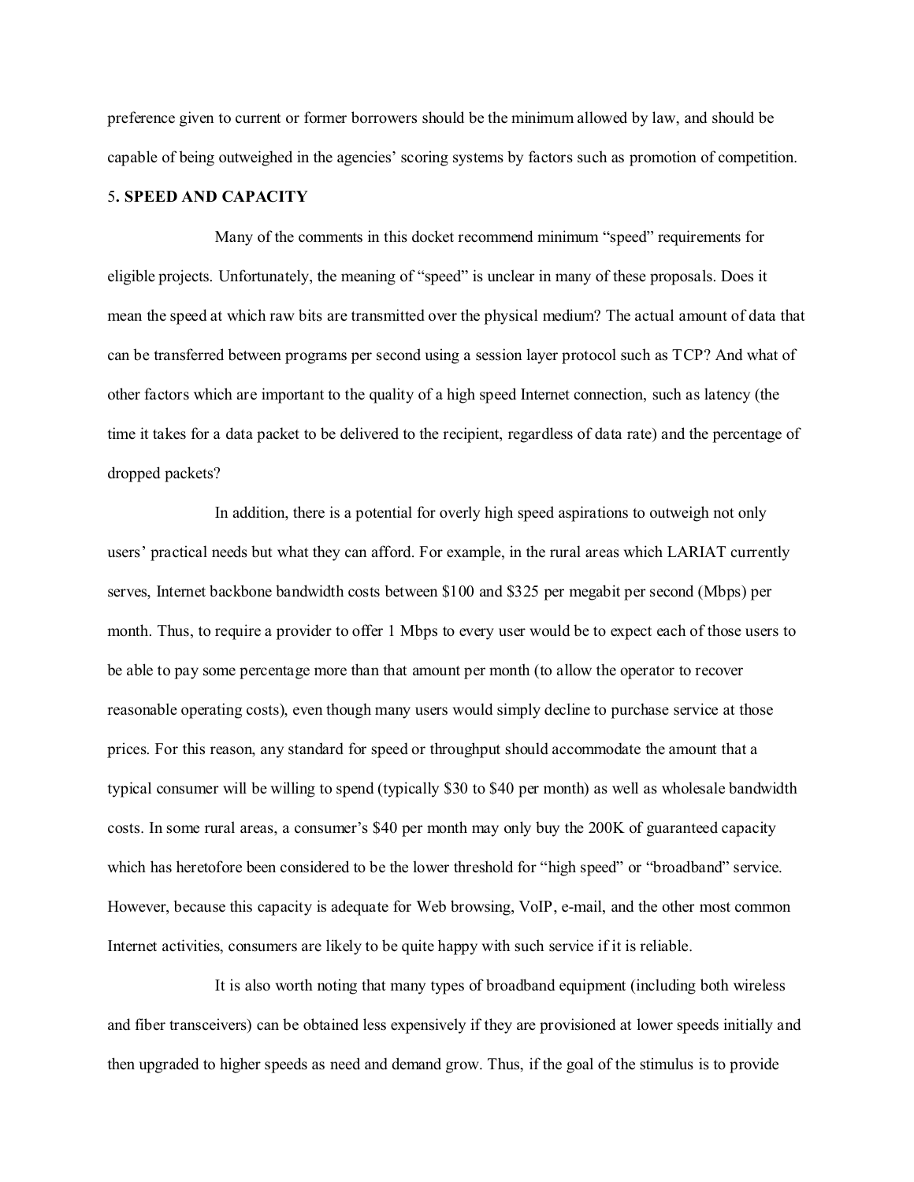preference given to current or former borrowers should be the minimum allowed by law, and should be capable of being outweighed in the agencies' scoring systems by factors such as promotion of competition.

## 5. SPEED AND CAPACITY

Many of the comments in this docket recommend minimum "speed" requirements for eligible projects. Unfortunately, the meaning of "speed" is unclear in many of these proposals. Does it mean the speed at which raw bits are transmitted over the physical medium? The actual amount of data that can be transferred between programs per second using a session layer protocol such as TCP? And what of other factors which are important to the quality of a high speed Internet connection, such as latency (the time it takes for a data packet to be delivered to the recipient, regardless of data rate) and the percentage of dropped packets?

In addition, there is a potential for overly high speed aspirations to outweigh not only users' practical needs but what they can afford. For example, in the rural areas which LARIAT currently serves, Internet backbone bandwidth costs between $100 and $325 per megabit per second (Mbps) per month. Thus, to require a provider to offer 1 Mbps to every user would be to expect each of those users to be able to pay some percentage more than that amount per month (to allow the operator to recover reasonable operating costs), even though many users would simply decline to purchase service at those prices. For this reason, any standard for speed or throughput should accommodate the amount that a typical consumer will be willing to spend (typically $30 to $40 per month) as well as wholesale bandwidth costs. In some rural areas, a consumer's $40 per month may only buy the 200K of guaranteed capacity which has heretofore been considered to be the lower threshold for "high speed" or "broadband" service. However, because this capacity is adequate for Web browsing, VoIP, e-mail, and the other most common Internet activities, consumers are likely to be quite happy with such service if it is reliable.

It is also worth noting that many types of broadband equipment (including both wireless and fiber transceivers) can be obtained less expensively if they are provisioned at lower speeds initially and then upgraded to higher speeds as need and demand grow. Thus, if the goal of the stimulus is to provide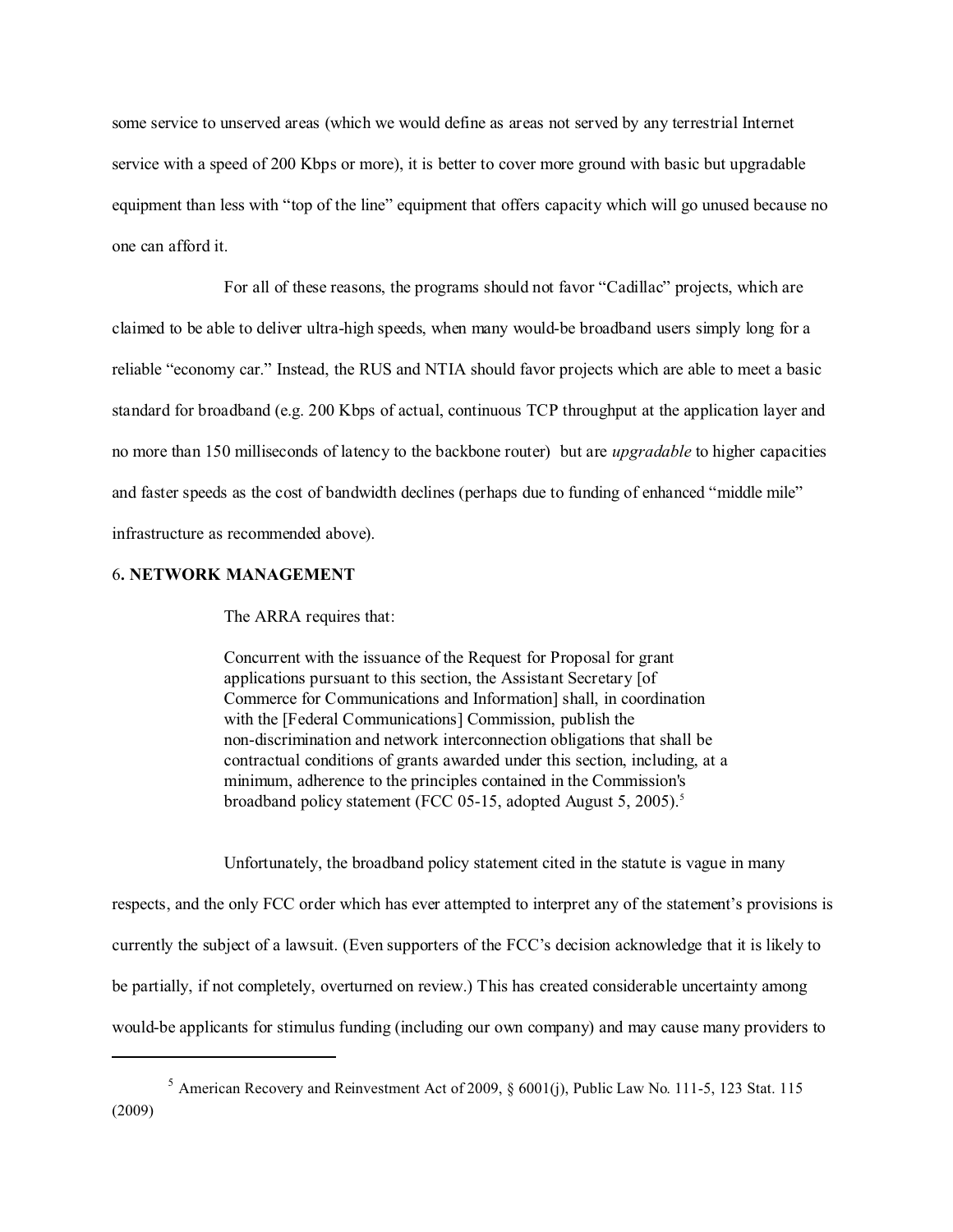some service to unserved areas (which we would define as areas not served by any terrestrial Internet service with a speed of 200 Kbps or more), it is better to cover more ground with basic but upgradable equipment than less with "top of the line" equipment that offers capacity which will go unused because no one can afford it.

For all of these reasons, the programs should not favor "Cadillac" projects, which are claimed to be able to deliver ultra-high speeds, when many would-be broadband users simply long for a reliable "economy car." Instead, the RUS and NTIA should favor projects which are able to meet a basic standard for broadband (e.g. 200 Kbps of actual, continuous TCP throughput at the application layer and no more than 150 milliseconds of latency to the backbone router) but are *upgradable* to higher capacities and faster speeds as the cost of bandwidth declines (perhaps due to funding of enhanced "middle mile" infrastructure as recommended above).

### 6. NETWORK MANAGEMENT

The ARRA requires that:

> Concurrent with the issuance of the Request for Proposal for grant applications pursuant to this section, the Assistant Secretary [of Commerce for Communications and Information] shall, in coordination with the [Federal Communications] Commission, publish the non-discrimination and network interconnection obligations that shall be contractual conditions of grants awarded under this section, including, at a minimum, adherence to the principles contained in the Commission's broadband policy statement (FCC 05-15, adopted August 5, 2005).[5]

Unfortunately, the broadband policy statement cited in the statute is vague in many respects, and the only FCC order which has ever attempted to interpret any of the statement's provisions is currently the subject of a lawsuit. (Even supporters of the FCC's decision acknowledge that it is likely to be partially, if not completely, overturned on review.) This has created considerable uncertainty among would-be applicants for stimulus funding (including our own company) and may cause many providers to

---

[5] American Recovery and Reinvestment Act of 2009, § 6001(j), Public Law No. 111-5, 123 Stat. 115 (2009)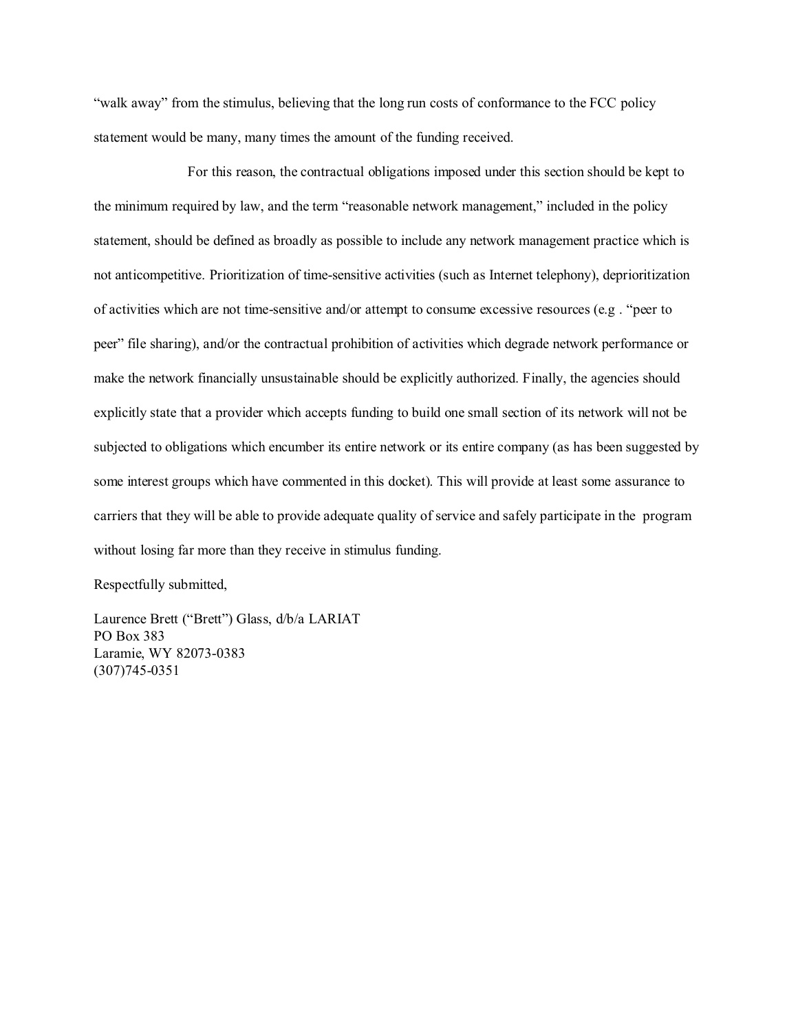"walk away" from the stimulus, believing that the long run costs of conformance to the FCC policy statement would be many, many times the amount of the funding received.

For this reason, the contractual obligations imposed under this section should be kept to the minimum required by law, and the term "reasonable network management," included in the policy statement, should be defined as broadly as possible to include any network management practice which is not anticompetitive. Prioritization of time-sensitive activities (such as Internet telephony), deprioritization of activities which are not time-sensitive and/or attempt to consume excessive resources (e.g . "peer to peer" file sharing), and/or the contractual prohibition of activities which degrade network performance or make the network financially unsustainable should be explicitly authorized. Finally, the agencies should explicitly state that a provider which accepts funding to build one small section of its network will not be subjected to obligations which encumber its entire network or its entire company (as has been suggested by some interest groups which have commented in this docket). This will provide at least some assurance to carriers that they will be able to provide adequate quality of service and safely participate in the program without losing far more than they receive in stimulus funding.

Respectfully submitted,

Laurence Brett ("Brett") Glass, d/b/a LARIAT
PO Box 383
Laramie, WY 82073-0383
(307)745-0351